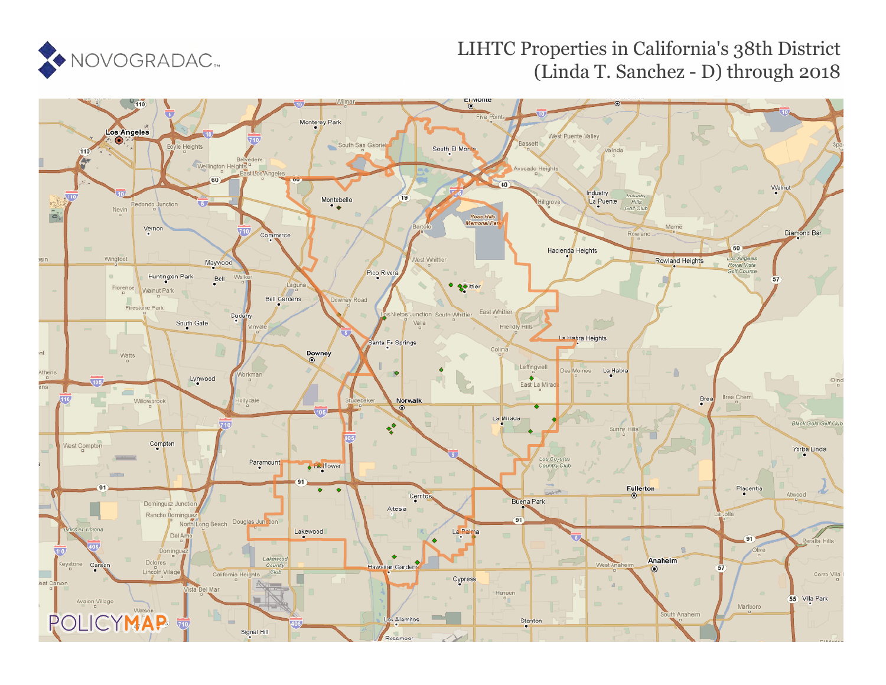# LIHTC Properties in California's 38th District (Linda T. Sanchez - D) through 2018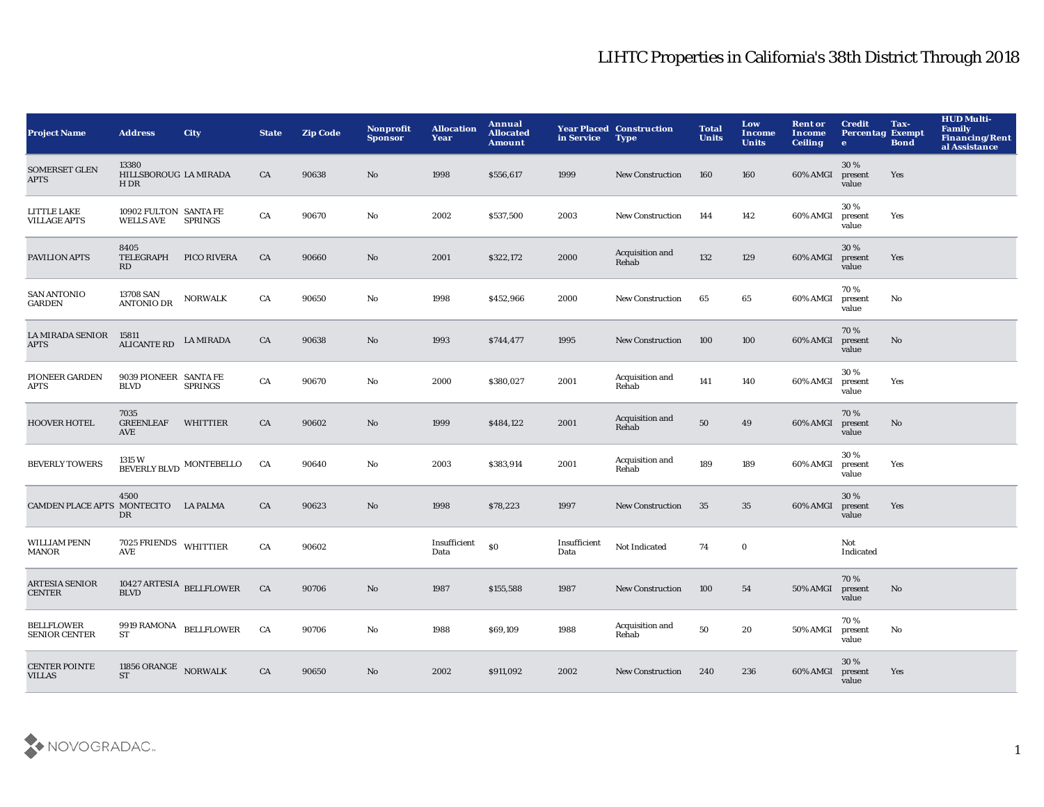# LIHTC Properties in California's 38th District Through 2018

| Project Name | Address | City | State | Zip Code | Nonprofit Sponsor | Allocation Year | Annual Allocated Amount | Year Placed in Service | Construction Type | Total Units | Low Income Units | Rent or Income Ceiling | Credit Percentage | Tax-Exempt Bond | HUD Multi-Family Financing/Rental Assistance |
|---|---|---|---|---|---|---|---|---|---|---|---|---|---|---|---|
| SOMERSET GLEN APTS | 13380 HILLSBOROUGH DR | LA MIRADA | CA | 90638 | No | 1998 | $556,617 | 1999 | New Construction | 160 | 160 | 60% AMGI | 30 % present value | Yes | |
| LITTLE LAKE VILLAGE APTS | 10902 FULTON WELLS AVE | SANTA FE SPRINGS | CA | 90670 | No | 2002 | $537,500 | 2003 | New Construction | 144 | 142 | 60% AMGI | 30 % present value | Yes | |
| PAVILION APTS | 8405 TELEGRAPH RD | PICO RIVERA | CA | 90660 | No | 2001 | $322,172 | 2000 | Acquisition and Rehab | 132 | 129 | 60% AMGI | 30 % present value | Yes | |
| SAN ANTONIO GARDEN | 13708 SAN ANTONIO DR | NORWALK | CA | 90650 | No | 1998 | $452,966 | 2000 | New Construction | 65 | 65 | 60% AMGI | 70 % present value | No | |
| LA MIRADA SENIOR APTS | 15811 ALICANTE RD | LA MIRADA | CA | 90638 | No | 1993 | $744,477 | 1995 | New Construction | 100 | 100 | 60% AMGI | 70 % present value | No | |
| PIONEER GARDEN APTS | 9039 PIONEER BLVD | SANTA FE SPRINGS | CA | 90670 | No | 2000 | $380,027 | 2001 | Acquisition and Rehab | 141 | 140 | 60% AMGI | 30 % present value | Yes | |
| HOOVER HOTEL | 7035 GREENLEAF AVE | WHITTIER | CA | 90602 | No | 1999 | $484,122 | 2001 | Acquisition and Rehab | 50 | 49 | 60% AMGI | 70 % present value | No | |
| BEVERLY TOWERS | 1315 W BEVERLY BLVD | MONTEBELLO | CA | 90640 | No | 2003 | $383,914 | 2001 | Acquisition and Rehab | 189 | 189 | 60% AMGI | 30 % present value | Yes | |
| CAMDEN PLACE APTS | 4500 MONTECITO DR | LA PALMA | CA | 90623 | No | 1998 | $78,223 | 1997 | New Construction | 35 | 35 | 60% AMGI | 30 % present value | Yes | |
| WILLIAM PENN MANOR | 7025 FRIENDS AVE | WHITTIER | CA | 90602 | | Insufficient Data | $0 | Insufficient Data | Not Indicated | 74 | 0 | | Not Indicated | | |
| ARTESIA SENIOR CENTER | 10427 ARTESIA BLVD | BELLFLOWER | CA | 90706 | No | 1987 | $155,588 | 1987 | New Construction | 100 | 54 | 50% AMGI | 70 % present value | No | |
| BELLFLOWER SENIOR CENTER | 9919 RAMONA ST | BELLFLOWER | CA | 90706 | No | 1988 | $69,109 | 1988 | Acquisition and Rehab | 50 | 20 | 50% AMGI | 70 % present value | No | |
| CENTER POINTE VILLAS | 11856 ORANGE ST | NORWALK | CA | 90650 | No | 2002 | $911,092 | 2002 | New Construction | 240 | 236 | 60% AMGI | 30 % present value | Yes | |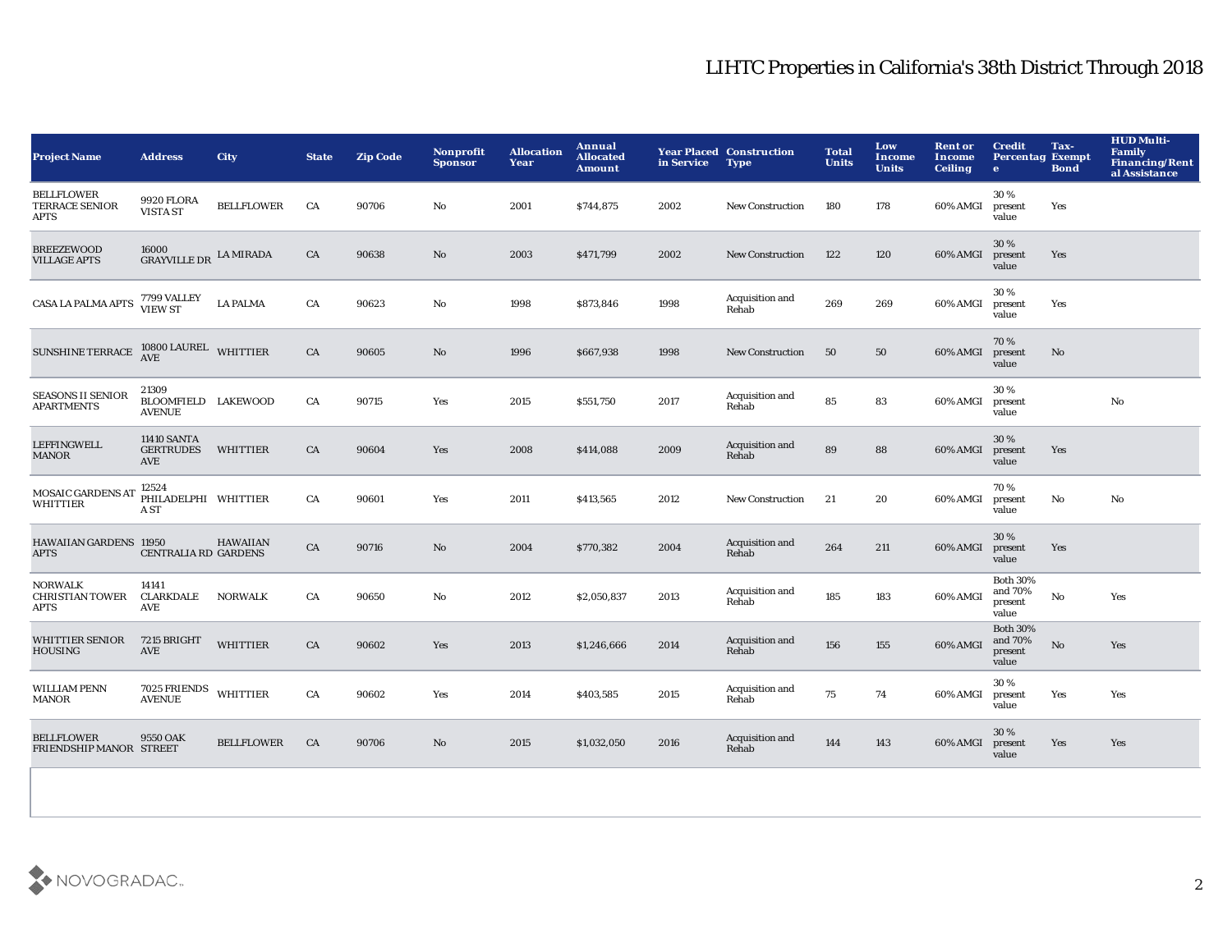# LIHTC Properties in California's 38th District Through 2018

| Project Name | Address | City | State | Zip Code | Nonprofit Sponsor | Allocation Year | Annual Allocated Amount | Year Placed in Service | Construction Type | Total Units | Low Income Units | Rent or Income Ceiling | Credit Percentage | Tax-Exempt Bond | HUD Multi-Family Financing/Rental Assistance |
|---|---|---|---|---|---|---|---|---|---|---|---|---|---|---|---|
| BELLFLOWER TERRACE SENIOR APTS | 9920 FLORA VISTA ST | BELLFLOWER | CA | 90706 | No | 2001 | $744,875 | 2002 | New Construction | 180 | 178 | 60% AMGI | 30 % present value | Yes | |
| BREEZEWOOD VILLAGE APTS | 16000 GRAYVILLE DR | LA MIRADA | CA | 90638 | No | 2003 | $471,799 | 2002 | New Construction | 122 | 120 | 60% AMGI | 30 % present value | Yes | |
| CASA LA PALMA APTS | 7799 VALLEY VIEW ST | LA PALMA | CA | 90623 | No | 1998 | $873,846 | 1998 | Acquisition and Rehab | 269 | 269 | 60% AMGI | 30 % present value | Yes | |
| SUNSHINE TERRACE | 10800 LAUREL AVE | WHITTIER | CA | 90605 | No | 1996 | $667,938 | 1998 | New Construction | 50 | 50 | 60% AMGI | 70 % present value | No | |
| SEASONS II SENIOR APARTMENTS | 21309 BLOOMFIELD AVENUE | LAKEWOOD | CA | 90715 | Yes | 2015 | $551,750 | 2017 | Acquisition and Rehab | 85 | 83 | 60% AMGI | 30 % present value | | No |
| LEFFINGWELL MANOR | 11410 SANTA GERTRUDES AVE | WHITTIER | CA | 90604 | Yes | 2008 | $414,088 | 2009 | Acquisition and Rehab | 89 | 88 | 60% AMGI | 30 % present value | Yes | |
| MOSAIC GARDENS AT WHITTIER | 12524 PHILADELPHIA ST | WHITTIER | CA | 90601 | Yes | 2011 | $413,565 | 2012 | New Construction | 21 | 20 | 60% AMGI | 70 % present value | No | No |
| HAWAIIAN GARDENS APTS | 11950 CENTRALIA RD | HAWAIIAN GARDENS | CA | 90716 | No | 2004 | $770,382 | 2004 | Acquisition and Rehab | 264 | 211 | 60% AMGI | 30 % present value | Yes | |
| NORWALK CHRISTIAN TOWER APTS | 14141 CLARKDALE AVE | NORWALK | CA | 90650 | No | 2012 | $2,050,837 | 2013 | Acquisition and Rehab | 185 | 183 | 60% AMGI | Both 30% and 70% present value | No | Yes |
| WHITTIER SENIOR HOUSING | 7215 BRIGHT AVE | WHITTIER | CA | 90602 | Yes | 2013 | $1,246,666 | 2014 | Acquisition and Rehab | 156 | 155 | 60% AMGI | Both 30% and 70% present value | No | Yes |
| WILLIAM PENN MANOR | 7025 FRIENDS AVENUE | WHITTIER | CA | 90602 | Yes | 2014 | $403,585 | 2015 | Acquisition and Rehab | 75 | 74 | 60% AMGI | 30 % present value | Yes | Yes |
| BELLFLOWER FRIENDSHIP MANOR | 9550 OAK STREET | BELLFLOWER | CA | 90706 | No | 2015 | $1,032,050 | 2016 | Acquisition and Rehab | 144 | 143 | 60% AMGI | 30 % present value | Yes | Yes |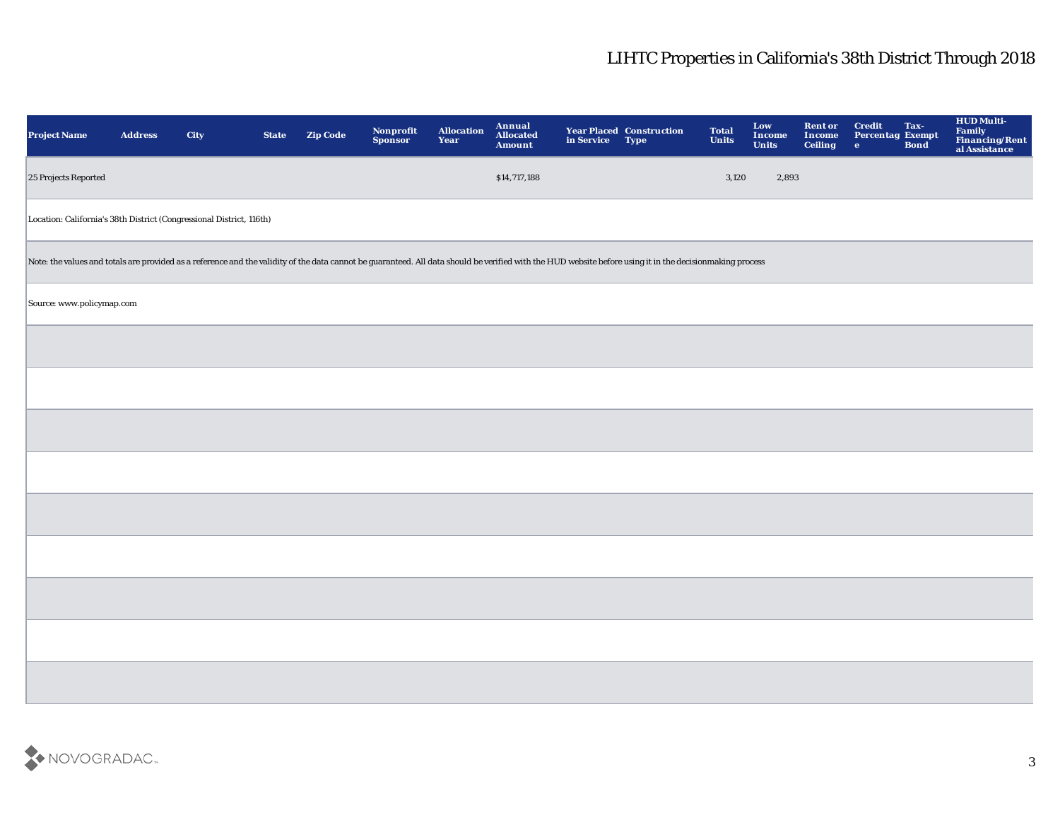# LIHTC Properties in California's 38th District Through 2018

| Project Name | Address | City | State | Zip Code | Nonprofit Sponsor | Allocation Year | Annual Allocated Amount | Year Placed in Service | Construction Type | Total Units | Low Income Units | Rent or Income Ceiling | Credit Percentage | Tax-Exempt Bond | HUD Multi-Family Financing/Rental Assistance |
|---|---|---|---|---|---|---|---|---|---|---|---|---|---|---|---|
| 25 Projects Reported | | | | | | | $14,717,188 | | | 3,120 | 2,893 | | | | |
| Location: California's 38th District (Congressional District, 116th) | | | | | | | | | | | | | | | |
| Note: the values and totals are provided as a reference and the validity of the data cannot be guaranteed. All data should be verified with the HUD website before using it in the decisionmaking process | | | | | | | | | | | | | | | |
| Source: www.policymap.com | | | | | | | | | | | | | | | |